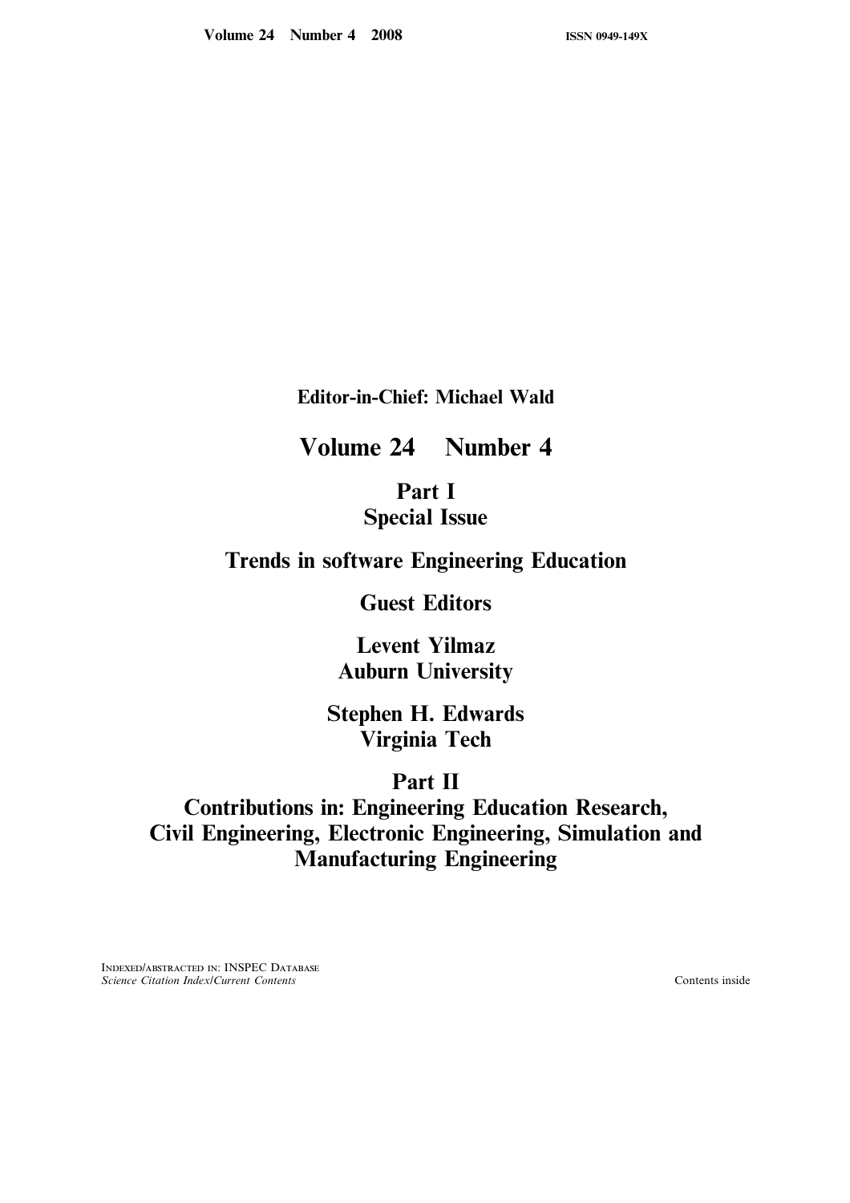Volume 24 Number 4 2008 ISSN 0949-149X

**Editor-in-Chief: Michael Wald**

# Volume 24 Number 4

## Part I
## Special Issue

## Trends in software Engineering Education

## Guest Editors

**Levent Yilmaz**
**Auburn University**

**Stephen H. Edwards**
**Virginia Tech**

## Part II
## Contributions in: Engineering Education Research, Civil Engineering, Electronic Engineering, Simulation and Manufacturing Engineering

INDEXED/ABSTRACTED IN: INSPEC DATABASE
*Science Citation Index/Current Contents*

Contents inside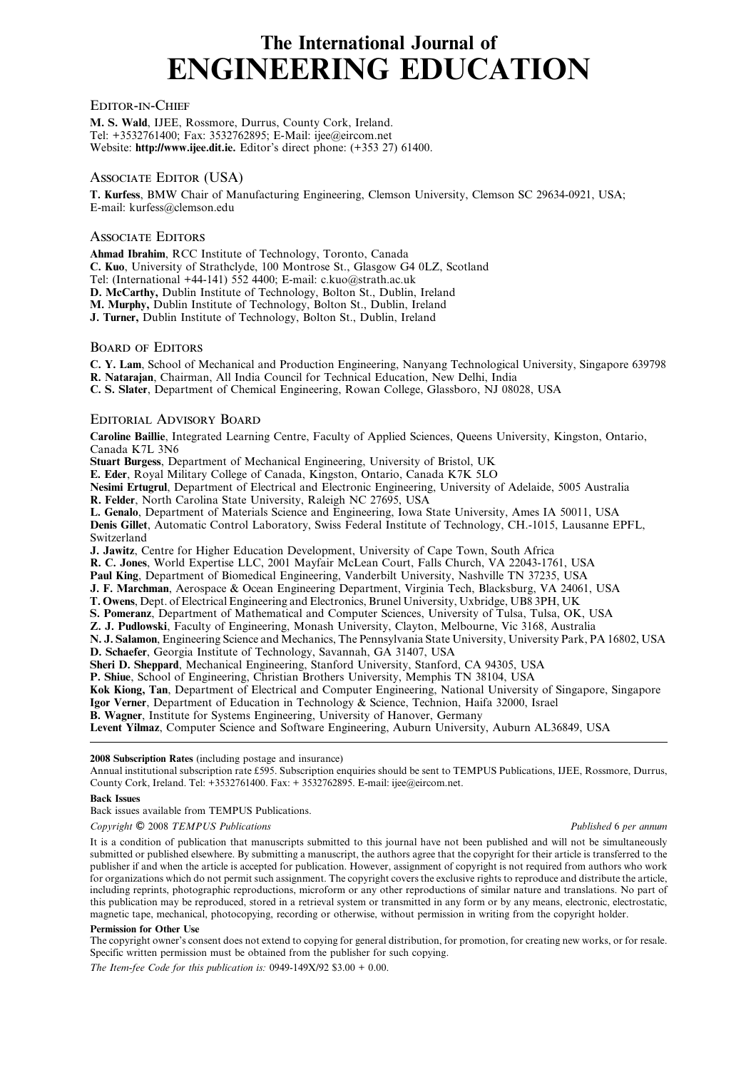# The International Journal of ENGINEERING EDUCATION

## Editor-in-Chief

**M. S. Wald**, IJEE, Rossmore, Durrus, County Cork, Ireland.
Tel: +3532761400; Fax: 3532762895; E-Mail: ijee@eircom.net
Website: **http://www.ijee.dit.ie.** Editor's direct phone: (+353 27) 61400.

## Associate Editor (USA)

**T. Kurfess**, BMW Chair of Manufacturing Engineering, Clemson University, Clemson SC 29634-0921, USA;
E-mail: kurfess@clemson.edu

## Associate Editors

**Ahmad Ibrahim**, RCC Institute of Technology, Toronto, Canada
**C. Kuo**, University of Strathclyde, 100 Montrose St., Glasgow G4 0LZ, Scotland
Tel: (International +44-141) 552 4400; E-mail: c.kuo@strath.ac.uk
**D. McCarthy,** Dublin Institute of Technology, Bolton St., Dublin, Ireland
**M. Murphy,** Dublin Institute of Technology, Bolton St., Dublin, Ireland
**J. Turner,** Dublin Institute of Technology, Bolton St., Dublin, Ireland

## Board of Editors

**C. Y. Lam**, School of Mechanical and Production Engineering, Nanyang Technological University, Singapore 639798
**R. Natarajan**, Chairman, All India Council for Technical Education, New Delhi, India
**C. S. Slater**, Department of Chemical Engineering, Rowan College, Glassboro, NJ 08028, USA

## Editorial Advisory Board

**Caroline Baillie**, Integrated Learning Centre, Faculty of Applied Sciences, Queens University, Kingston, Ontario, Canada K7L 3N6
**Stuart Burgess**, Department of Mechanical Engineering, University of Bristol, UK
**E. Eder**, Royal Military College of Canada, Kingston, Ontario, Canada K7K 5LO
**Nesimi Ertugrul**, Department of Electrical and Electronic Engineering, University of Adelaide, 5005 Australia
**R. Felder**, North Carolina State University, Raleigh NC 27695, USA
**L. Genalo**, Department of Materials Science and Engineering, Iowa State University, Ames IA 50011, USA
**Denis Gillet**, Automatic Control Laboratory, Swiss Federal Institute of Technology, CH.-1015, Lausanne EPFL, Switzerland
**J. Jawitz**, Centre for Higher Education Development, University of Cape Town, South Africa
**R. C. Jones**, World Expertise LLC, 2001 Mayfair McLean Court, Falls Church, VA 22043-1761, USA
**Paul King**, Department of Biomedical Engineering, Vanderbilt University, Nashville TN 37235, USA
**J. F. Marchman**, Aerospace & Ocean Engineering Department, Virginia Tech, Blacksburg, VA 24061, USA
**T. Owens**, Dept. of Electrical Engineering and Electronics, Brunel University, Uxbridge, UB8 3PH, UK
**S. Pomeranz**, Department of Mathematical and Computer Sciences, University of Tulsa, Tulsa, OK, USA
**Z. J. Pudlowski**, Faculty of Engineering, Monash University, Clayton, Melbourne, Vic 3168, Australia
**N. J. Salamon**, Engineering Science and Mechanics, The Pennsylvania State University, University Park, PA 16802, USA
**D. Schaefer**, Georgia Institute of Technology, Savannah, GA 31407, USA
**Sheri D. Sheppard**, Mechanical Engineering, Stanford University, Stanford, CA 94305, USA
**P. Shiue**, School of Engineering, Christian Brothers University, Memphis TN 38104, USA
**Kok Kiong, Tan**, Department of Electrical and Computer Engineering, National University of Singapore, Singapore
**Igor Verner**, Department of Education in Technology & Science, Technion, Haifa 32000, Israel
**B. Wagner**, Institute for Systems Engineering, University of Hanover, Germany
**Levent Yilmaz**, Computer Science and Software Engineering, Auburn University, Auburn AL36849, USA

---

**2008 Subscription Rates** (including postage and insurance)
Annual institutional subscription rate £595. Subscription enquiries should be sent to TEMPUS Publications, IJEE, Rossmore, Durrus, County Cork, Ireland. Tel: +3532761400. Fax: + 3532762895. E-mail: ijee@eircom.net.

**Back Issues**
Back issues available from TEMPUS Publications.

*Copyright* © 2008 *TEMPUS Publications* *Published* 6 *per annum*

It is a condition of publication that manuscripts submitted to this journal have not been published and will not be simultaneously submitted or published elsewhere. By submitting a manuscript, the authors agree that the copyright for their article is transferred to the publisher if and when the article is accepted for publication. However, assignment of copyright is not required from authors who work for organizations which do not permit such assignment. The copyright covers the exclusive rights to reproduce and distribute the article, including reprints, photographic reproductions, microform or any other reproductions of similar nature and translations. No part of this publication may be reproduced, stored in a retrieval system or transmitted in any form or by any means, electronic, electrostatic, magnetic tape, mechanical, photocopying, recording or otherwise, without permission in writing from the copyright holder.

**Permission for Other Use**
The copyright owner's consent does not extend to copying for general distribution, for promotion, for creating new works, or for resale. Specific written permission must be obtained from the publisher for such copying.

*The Item-fee Code for this publication is:* 0949-149X/92 $3.00 + 0.00.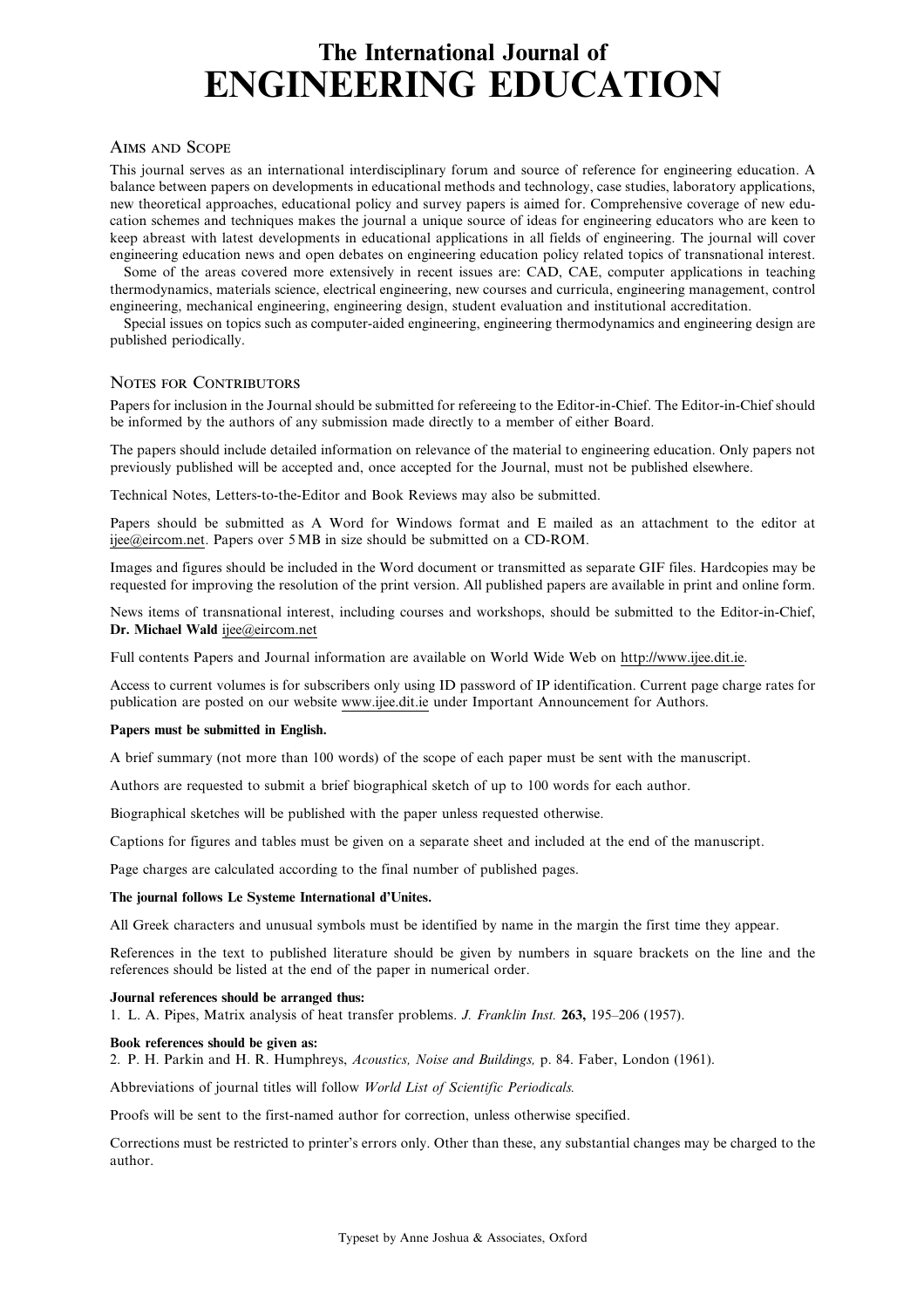# The International Journal of ENGINEERING EDUCATION

## Aims and Scope

This journal serves as an international interdisciplinary forum and source of reference for engineering education. A balance between papers on developments in educational methods and technology, case studies, laboratory applications, new theoretical approaches, educational policy and survey papers is aimed for. Comprehensive coverage of new education schemes and techniques makes the journal a unique source of ideas for engineering educators who are keen to keep abreast with latest developments in educational applications in all fields of engineering. The journal will cover engineering education news and open debates on engineering education policy related topics of transnational interest.

Some of the areas covered more extensively in recent issues are: CAD, CAE, computer applications in teaching thermodynamics, materials science, electrical engineering, new courses and curricula, engineering management, control engineering, mechanical engineering, engineering design, student evaluation and institutional accreditation.

Special issues on topics such as computer-aided engineering, engineering thermodynamics and engineering design are published periodically.

## Notes for Contributors

Papers for inclusion in the Journal should be submitted for refereeing to the Editor-in-Chief. The Editor-in-Chief should be informed by the authors of any submission made directly to a member of either Board.

The papers should include detailed information on relevance of the material to engineering education. Only papers not previously published will be accepted and, once accepted for the Journal, must not be published elsewhere.

Technical Notes, Letters-to-the-Editor and Book Reviews may also be submitted.

Papers should be submitted as A Word for Windows format and E mailed as an attachment to the editor at ijee@eircom.net. Papers over 5 MB in size should be submitted on a CD-ROM.

Images and figures should be included in the Word document or transmitted as separate GIF files. Hardcopies may be requested for improving the resolution of the print version. All published papers are available in print and online form.

News items of transnational interest, including courses and workshops, should be submitted to the Editor-in-Chief, **Dr. Michael Wald** ijee@eircom.net

Full contents Papers and Journal information are available on World Wide Web on http://www.ijee.dit.ie.

Access to current volumes is for subscribers only using ID password of IP identification. Current page charge rates for publication are posted on our website www.ijee.dit.ie under Important Announcement for Authors.

**Papers must be submitted in English.**

A brief summary (not more than 100 words) of the scope of each paper must be sent with the manuscript.

Authors are requested to submit a brief biographical sketch of up to 100 words for each author.

Biographical sketches will be published with the paper unless requested otherwise.

Captions for figures and tables must be given on a separate sheet and included at the end of the manuscript.

Page charges are calculated according to the final number of published pages.

**The journal follows Le Systeme International d'Unites.**

All Greek characters and unusual symbols must be identified by name in the margin the first time they appear.

References in the text to published literature should be given by numbers in square brackets on the line and the references should be listed at the end of the paper in numerical order.

**Journal references should be arranged thus:**

1. L. A. Pipes, Matrix analysis of heat transfer problems. *J. Franklin Inst.* **263,** 195–206 (1957).

**Book references should be given as:**

2. P. H. Parkin and H. R. Humphreys, *Acoustics, Noise and Buildings,* p. 84. Faber, London (1961).

Abbreviations of journal titles will follow *World List of Scientific Periodicals.*

Proofs will be sent to the first-named author for correction, unless otherwise specified.

Corrections must be restricted to printer's errors only. Other than these, any substantial changes may be charged to the author.

Typeset by Anne Joshua & Associates, Oxford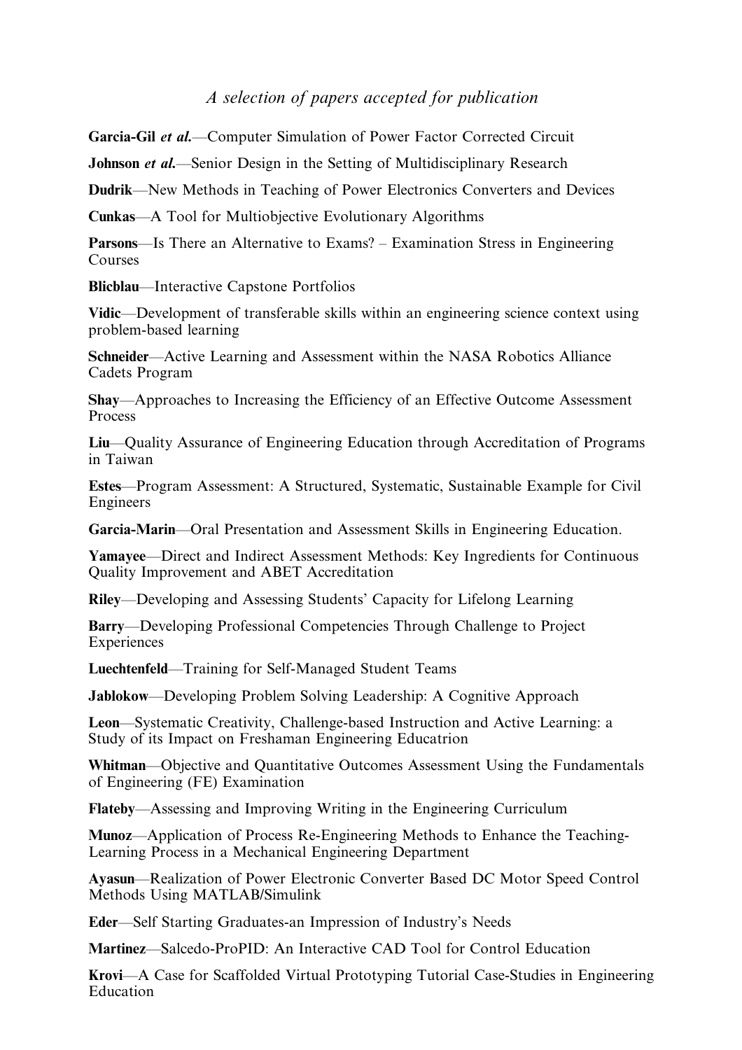# *A selection of papers accepted for publication*

**Garcia-Gil *et al.***—Computer Simulation of Power Factor Corrected Circuit

**Johnson *et al.***—Senior Design in the Setting of Multidisciplinary Research

**Dudrik**—New Methods in Teaching of Power Electronics Converters and Devices

**Cunkas**—A Tool for Multiobjective Evolutionary Algorithms

**Parsons**—Is There an Alternative to Exams? – Examination Stress in Engineering Courses

**Blicblau**—Interactive Capstone Portfolios

**Vidic**—Development of transferable skills within an engineering science context using problem-based learning

**Schneider**—Active Learning and Assessment within the NASA Robotics Alliance Cadets Program

**Shay**—Approaches to Increasing the Efficiency of an Effective Outcome Assessment Process

**Liu**—Quality Assurance of Engineering Education through Accreditation of Programs in Taiwan

**Estes**—Program Assessment: A Structured, Systematic, Sustainable Example for Civil Engineers

**Garcia-Marin**—Oral Presentation and Assessment Skills in Engineering Education.

**Yamayee**—Direct and Indirect Assessment Methods: Key Ingredients for Continuous Quality Improvement and ABET Accreditation

**Riley**—Developing and Assessing Students' Capacity for Lifelong Learning

**Barry**—Developing Professional Competencies Through Challenge to Project Experiences

**Luechtenfeld**—Training for Self-Managed Student Teams

**Jablokow**—Developing Problem Solving Leadership: A Cognitive Approach

**Leon**—Systematic Creativity, Challenge-based Instruction and Active Learning: a Study of its Impact on Freshaman Engineering Educatrion

**Whitman**—Objective and Quantitative Outcomes Assessment Using the Fundamentals of Engineering (FE) Examination

**Flateby**—Assessing and Improving Writing in the Engineering Curriculum

**Munoz**—Application of Process Re-Engineering Methods to Enhance the Teaching-Learning Process in a Mechanical Engineering Department

**Ayasun**—Realization of Power Electronic Converter Based DC Motor Speed Control Methods Using MATLAB/Simulink

**Eder**—Self Starting Graduates-an Impression of Industry's Needs

**Martinez**—Salcedo-ProPID: An Interactive CAD Tool for Control Education

**Krovi**—A Case for Scaffolded Virtual Prototyping Tutorial Case-Studies in Engineering Education